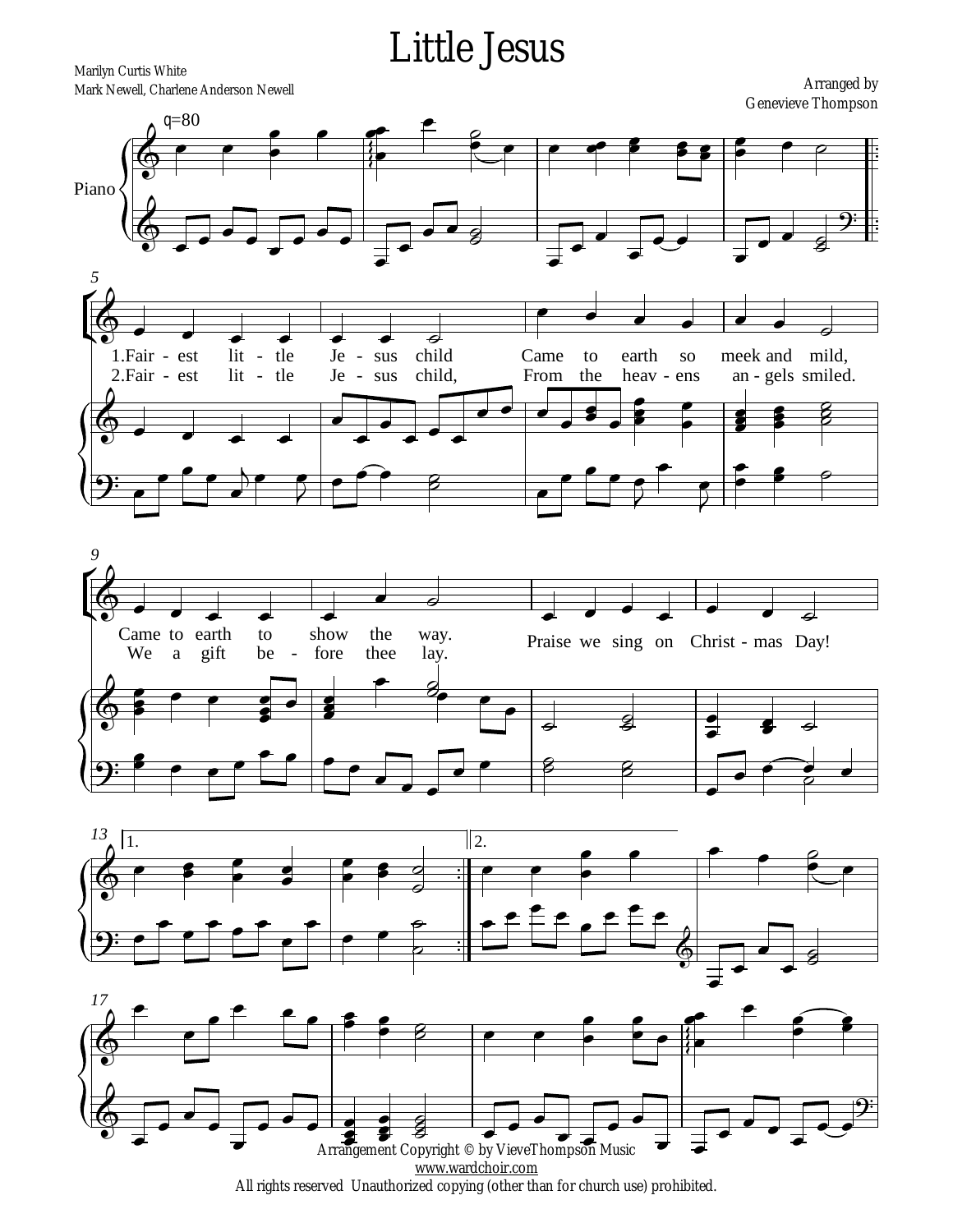# Little Jesus

Marilyn Curtis White
Mark Newell, Charlene Anderson Newell

Arranged by
Genevieve Thompson

♩=80

Piano

1.Fair - est lit - tle Je - sus child Came to earth so meek and mild,
Came to earth to show the way.

2.Fair - est lit - tle Je - sus child, From the heav - ens an - gels smiled.
We a gift be - fore thee lay.

Praise we sing on Christ - mas Day!

1. 2.

Arrangement Copyright © by VieveThompson Music
www.wardchoir.com
All rights reserved Unauthorized copying (other than for church use) prohibited.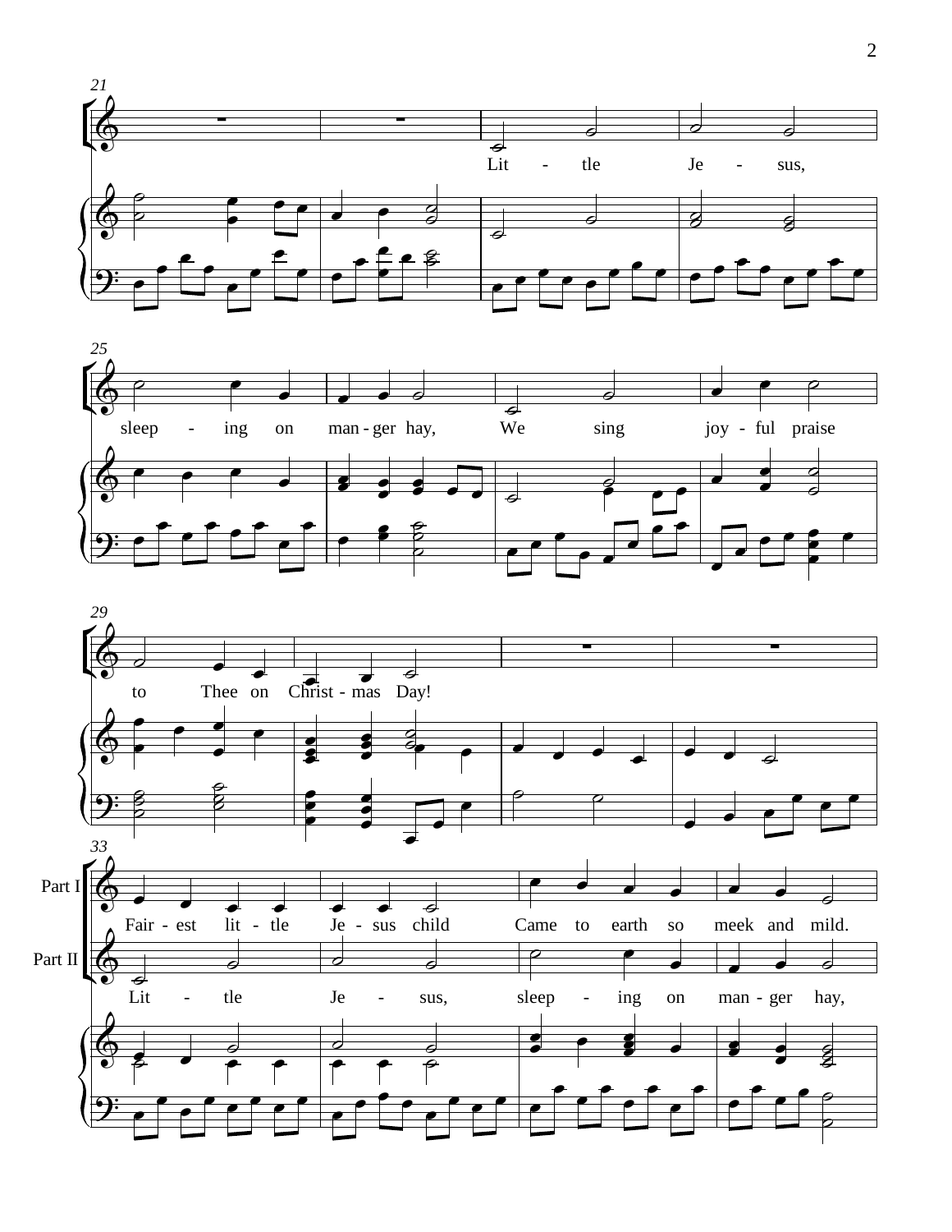Lit - tle Je - sus,

sleep - ing on man - ger hay, We sing joy - ful praise

to Thee on Christ - mas Day!

Part I

Fair - est lit - tle Je - sus child Came to earth so meek and mild.

Part II

Lit - tle Je - sus, sleep - ing on man - ger hay,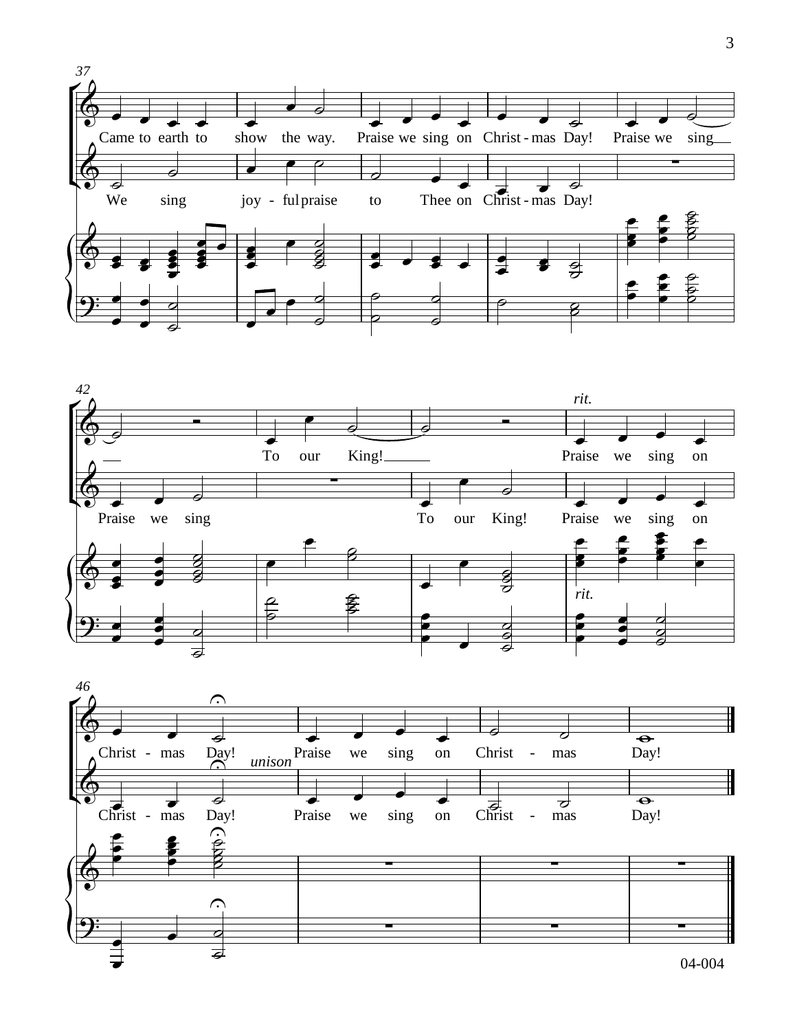37

Came to earth to show the way. Praise we sing on Christ - mas Day! Praise we sing

We sing joy - ful praise to Thee on Christ - mas Day!

42

To our King! *rit.* Praise we sing on

Praise we sing To our King! Praise we sing on

*rit.*

46

Christ - mas Day! Praise we sing on Christ - mas Day!

*unison*

Christ - mas Day! Praise we sing on Christ - mas Day!